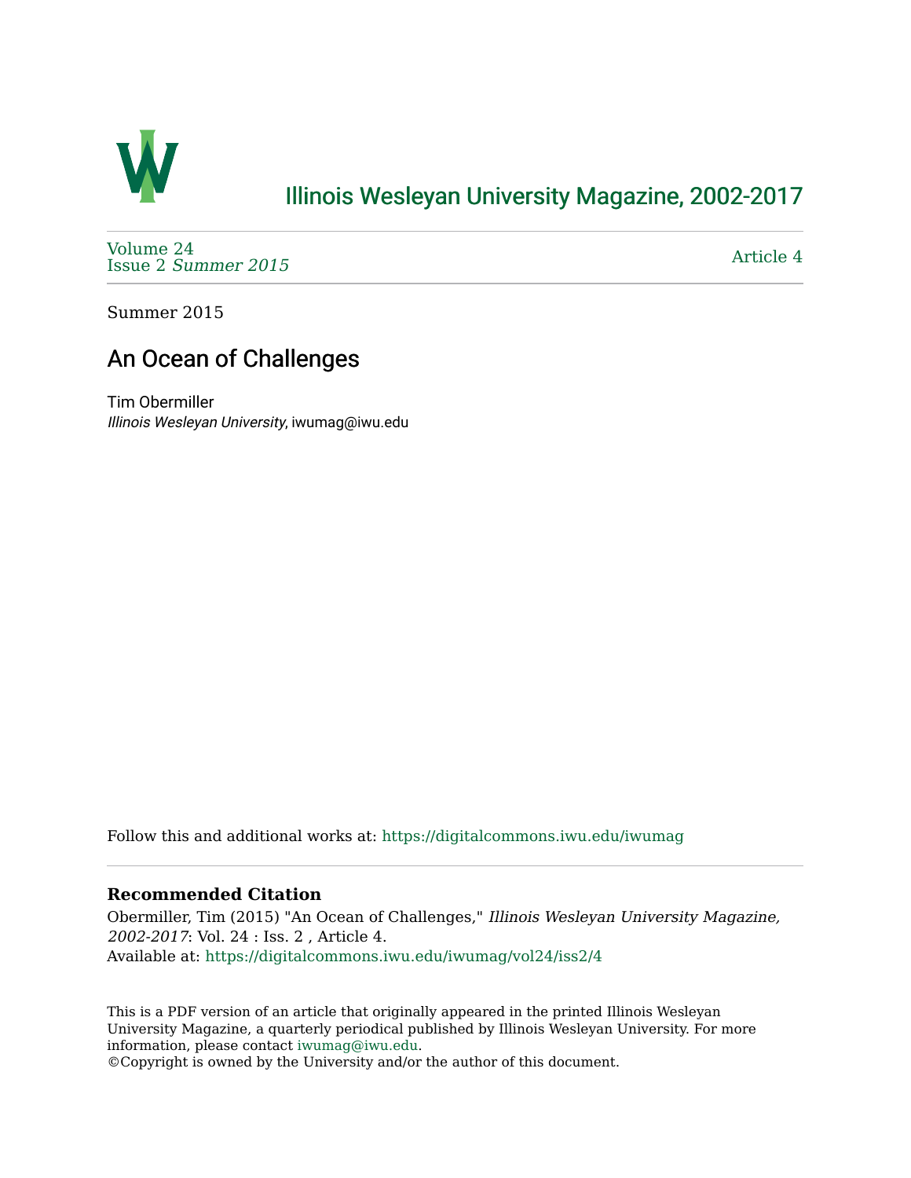# Illinois Wesleyan University Magazine, 2002-2017

Volume 24
Issue 2 *Summer 2015*

Article 4

Summer 2015

## An Ocean of Challenges

Tim Obermiller
*Illinois Wesleyan University*, iwumag@iwu.edu

Follow this and additional works at: https://digitalcommons.iwu.edu/iwumag

### Recommended Citation

Obermiller, Tim (2015) "An Ocean of Challenges," *Illinois Wesleyan University Magazine, 2002-2017*: Vol. 24 : Iss. 2 , Article 4.
Available at: https://digitalcommons.iwu.edu/iwumag/vol24/iss2/4

This is a PDF version of an article that originally appeared in the printed Illinois Wesleyan University Magazine, a quarterly periodical published by Illinois Wesleyan University. For more information, please contact iwumag@iwu.edu.
©Copyright is owned by the University and/or the author of this document.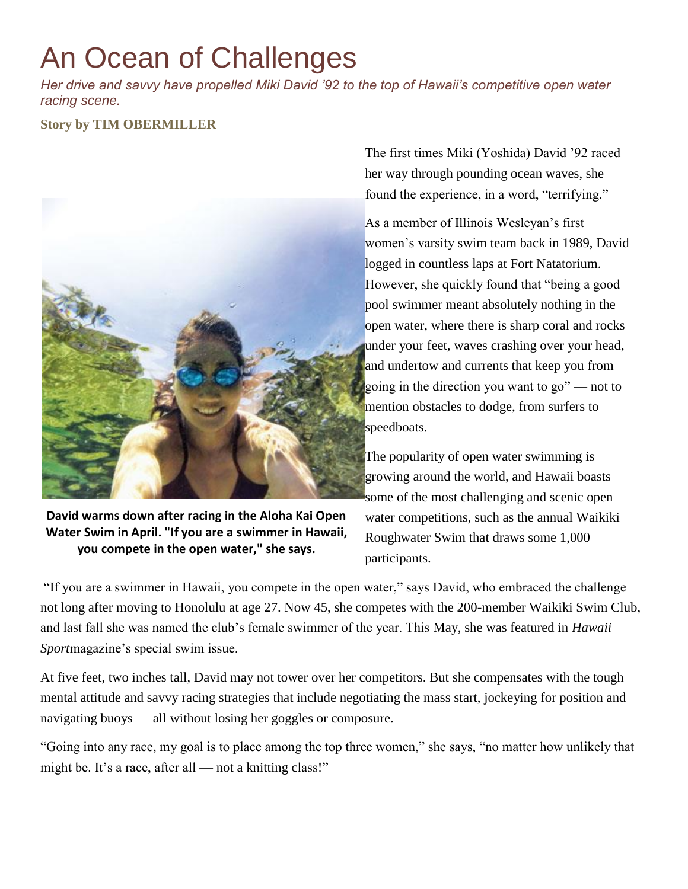# An Ocean of Challenges

*Her drive and savvy have propelled Miki David '92 to the top of Hawaii's competitive open water racing scene.*

**Story by TIM OBERMILLER**

The first times Miki (Yoshida) David '92 raced her way through pounding ocean waves, she found the experience, in a word, "terrifying."

As a member of Illinois Wesleyan's first women's varsity swim team back in 1989, David logged in countless laps at Fort Natatorium. However, she quickly found that "being a good pool swimmer meant absolutely nothing in the open water, where there is sharp coral and rocks under your feet, waves crashing over your head, and undertow and currents that keep you from going in the direction you want to go" — not to mention obstacles to dodge, from surfers to speedboats.

**David warms down after racing in the Aloha Kai Open Water Swim in April. "If you are a swimmer in Hawaii, you compete in the open water," she says.**

The popularity of open water swimming is growing around the world, and Hawaii boasts some of the most challenging and scenic open water competitions, such as the annual Waikiki Roughwater Swim that draws some 1,000 participants.

"If you are a swimmer in Hawaii, you compete in the open water," says David, who embraced the challenge not long after moving to Honolulu at age 27. Now 45, she competes with the 200-member Waikiki Swim Club, and last fall she was named the club's female swimmer of the year. This May, she was featured in *Hawaii Sport*magazine's special swim issue.

At five feet, two inches tall, David may not tower over her competitors. But she compensates with the tough mental attitude and savvy racing strategies that include negotiating the mass start, jockeying for position and navigating buoys — all without losing her goggles or composure.

"Going into any race, my goal is to place among the top three women," she says, "no matter how unlikely that might be. It's a race, after all — not a knitting class!"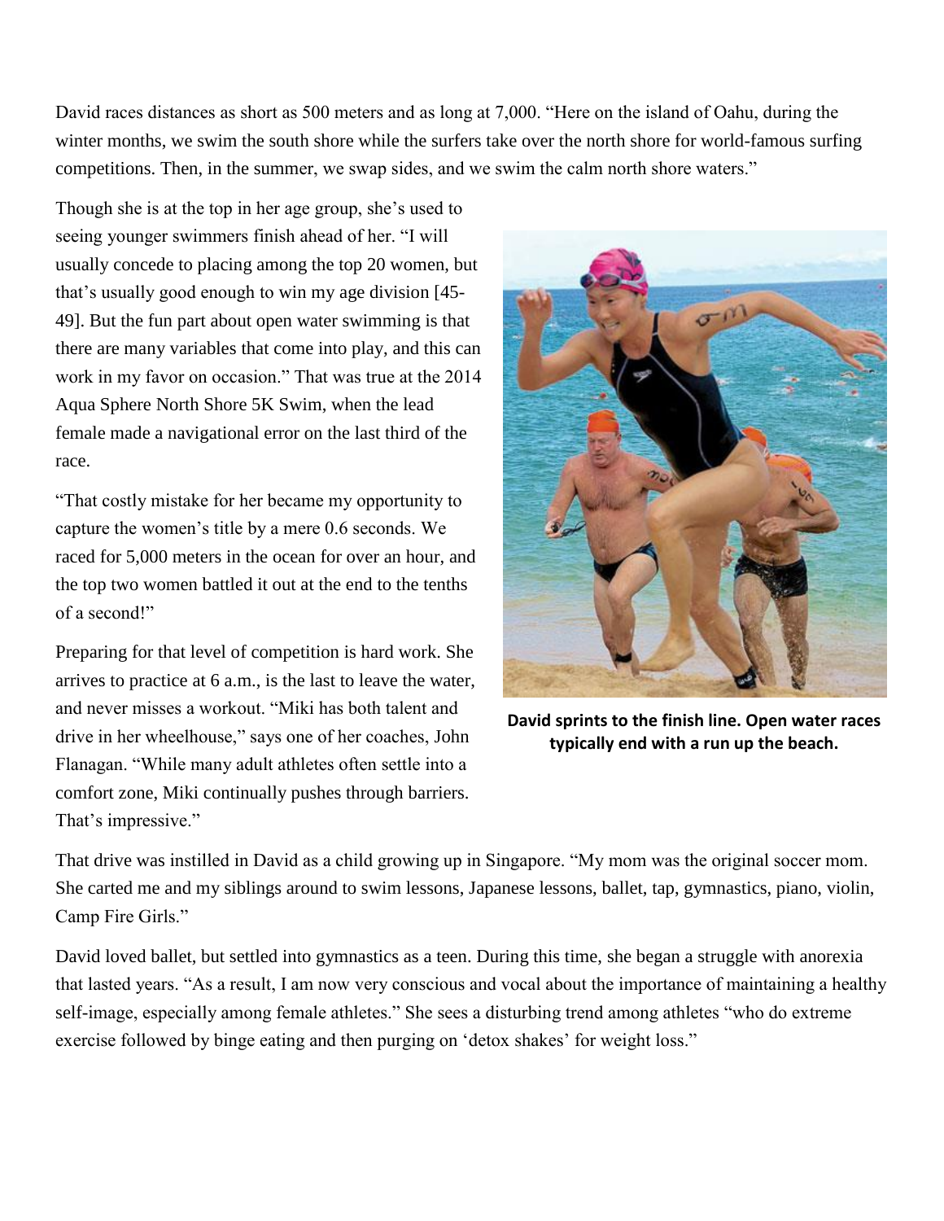David races distances as short as 500 meters and as long at 7,000. "Here on the island of Oahu, during the winter months, we swim the south shore while the surfers take over the north shore for world-famous surfing competitions. Then, in the summer, we swap sides, and we swim the calm north shore waters."

Though she is at the top in her age group, she's used to seeing younger swimmers finish ahead of her. "I will usually concede to placing among the top 20 women, but that's usually good enough to win my age division [45-49]. But the fun part about open water swimming is that there are many variables that come into play, and this can work in my favor on occasion." That was true at the 2014 Aqua Sphere North Shore 5K Swim, when the lead female made a navigational error on the last third of the race.

"That costly mistake for her became my opportunity to capture the women's title by a mere 0.6 seconds. We raced for 5,000 meters in the ocean for over an hour, and the top two women battled it out at the end to the tenths of a second!"

Preparing for that level of competition is hard work. She arrives to practice at 6 a.m., is the last to leave the water, and never misses a workout. "Miki has both talent and drive in her wheelhouse," says one of her coaches, John Flanagan. "While many adult athletes often settle into a comfort zone, Miki continually pushes through barriers. That's impressive."

**David sprints to the finish line. Open water races typically end with a run up the beach.**

That drive was instilled in David as a child growing up in Singapore. "My mom was the original soccer mom. She carted me and my siblings around to swim lessons, Japanese lessons, ballet, tap, gymnastics, piano, violin, Camp Fire Girls."

David loved ballet, but settled into gymnastics as a teen. During this time, she began a struggle with anorexia that lasted years. "As a result, I am now very conscious and vocal about the importance of maintaining a healthy self-image, especially among female athletes." She sees a disturbing trend among athletes "who do extreme exercise followed by binge eating and then purging on 'detox shakes' for weight loss."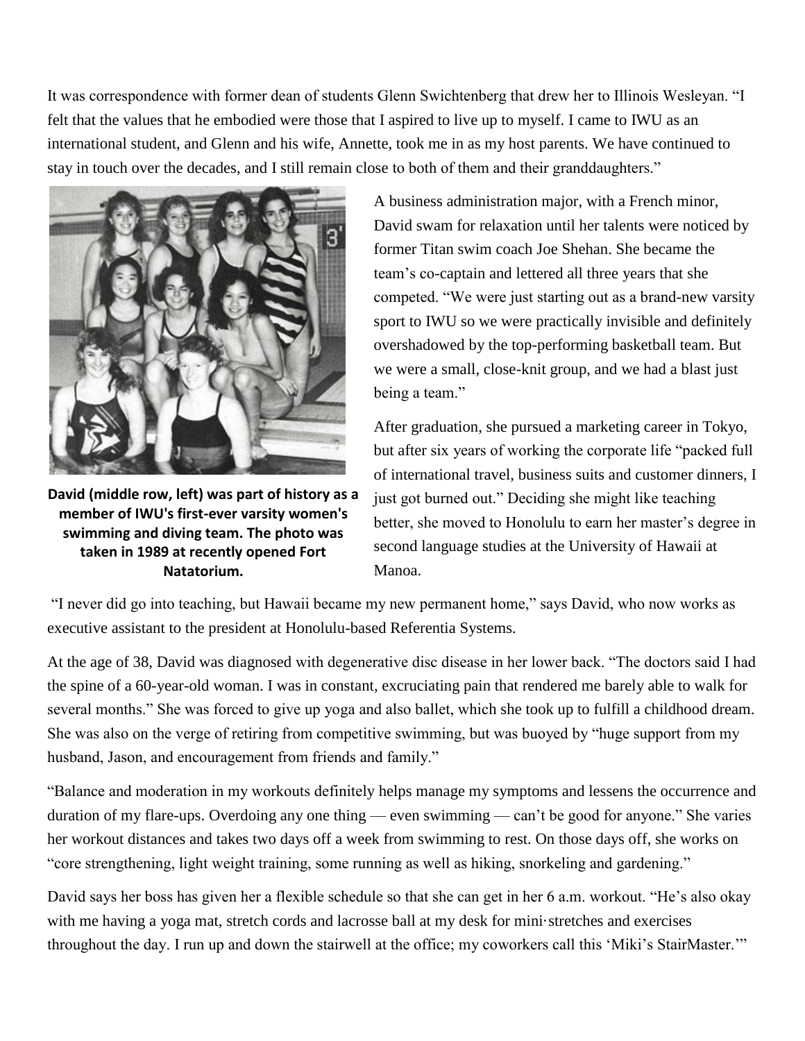It was correspondence with former dean of students Glenn Swichtenberg that drew her to Illinois Wesleyan. "I felt that the values that he embodied were those that I aspired to live up to myself. I came to IWU as an international student, and Glenn and his wife, Annette, took me in as my host parents. We have continued to stay in touch over the decades, and I still remain close to both of them and their granddaughters."

**David (middle row, left) was part of history as a member of IWU's first-ever varsity women's swimming and diving team. The photo was taken in 1989 at recently opened Fort Natatorium.**

A business administration major, with a French minor, David swam for relaxation until her talents were noticed by former Titan swim coach Joe Shehan. She became the team's co-captain and lettered all three years that she competed. "We were just starting out as a brand-new varsity sport to IWU so we were practically invisible and definitely overshadowed by the top-performing basketball team. But we were a small, close-knit group, and we had a blast just being a team."

After graduation, she pursued a marketing career in Tokyo, but after six years of working the corporate life "packed full of international travel, business suits and customer dinners, I just got burned out." Deciding she might like teaching better, she moved to Honolulu to earn her master's degree in second language studies at the University of Hawaii at Manoa.

"I never did go into teaching, but Hawaii became my new permanent home," says David, who now works as executive assistant to the president at Honolulu-based Referentia Systems.

At the age of 38, David was diagnosed with degenerative disc disease in her lower back. "The doctors said I had the spine of a 60-year-old woman. I was in constant, excruciating pain that rendered me barely able to walk for several months." She was forced to give up yoga and also ballet, which she took up to fulfill a childhood dream. She was also on the verge of retiring from competitive swimming, but was buoyed by "huge support from my husband, Jason, and encouragement from friends and family."

"Balance and moderation in my workouts definitely helps manage my symptoms and lessens the occurrence and duration of my flare-ups. Overdoing any one thing — even swimming — can't be good for anyone." She varies her workout distances and takes two days off a week from swimming to rest. On those days off, she works on "core strengthening, light weight training, some running as well as hiking, snorkeling and gardening."

David says her boss has given her a flexible schedule so that she can get in her 6 a.m. workout. "He's also okay with me having a yoga mat, stretch cords and lacrosse ball at my desk for mini·stretches and exercises throughout the day. I run up and down the stairwell at the office; my coworkers call this 'Miki's StairMaster.'"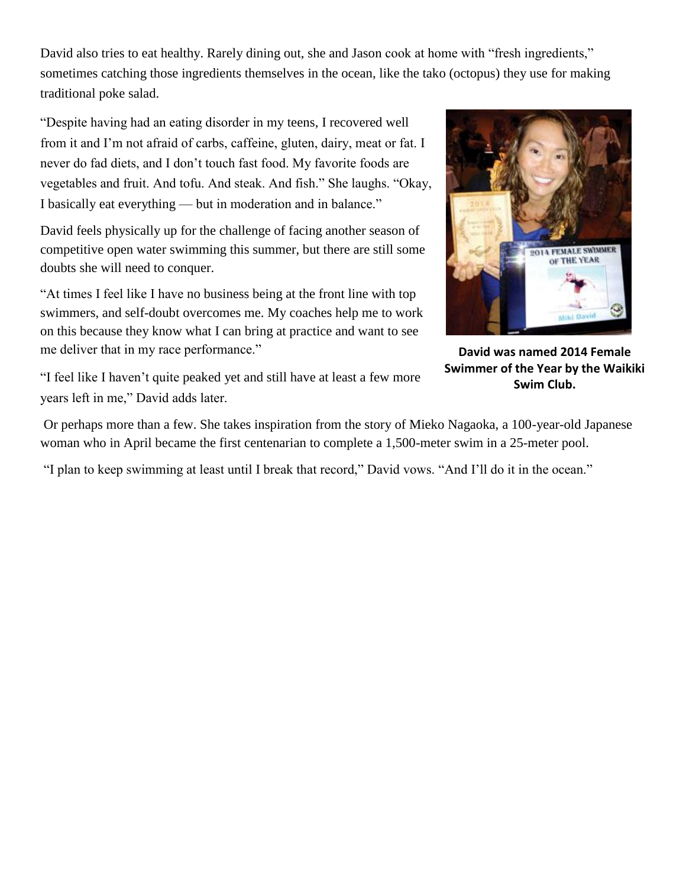David also tries to eat healthy. Rarely dining out, she and Jason cook at home with "fresh ingredients," sometimes catching those ingredients themselves in the ocean, like the tako (octopus) they use for making traditional poke salad.

"Despite having had an eating disorder in my teens, I recovered well from it and I'm not afraid of carbs, caffeine, gluten, dairy, meat or fat. I never do fad diets, and I don't touch fast food. My favorite foods are vegetables and fruit. And tofu. And steak. And fish." She laughs. "Okay, I basically eat everything — but in moderation and in balance."

David feels physically up for the challenge of facing another season of competitive open water swimming this summer, but there are still some doubts she will need to conquer.

"At times I feel like I have no business being at the front line with top swimmers, and self-doubt overcomes me. My coaches help me to work on this because they know what I can bring at practice and want to see me deliver that in my race performance."

**David was named 2014 Female Swimmer of the Year by the Waikiki Swim Club.**

"I feel like I haven't quite peaked yet and still have at least a few more years left in me," David adds later.

Or perhaps more than a few. She takes inspiration from the story of Mieko Nagaoka, a 100-year-old Japanese woman who in April became the first centenarian to complete a 1,500-meter swim in a 25-meter pool.

"I plan to keep swimming at least until I break that record," David vows. "And I'll do it in the ocean."